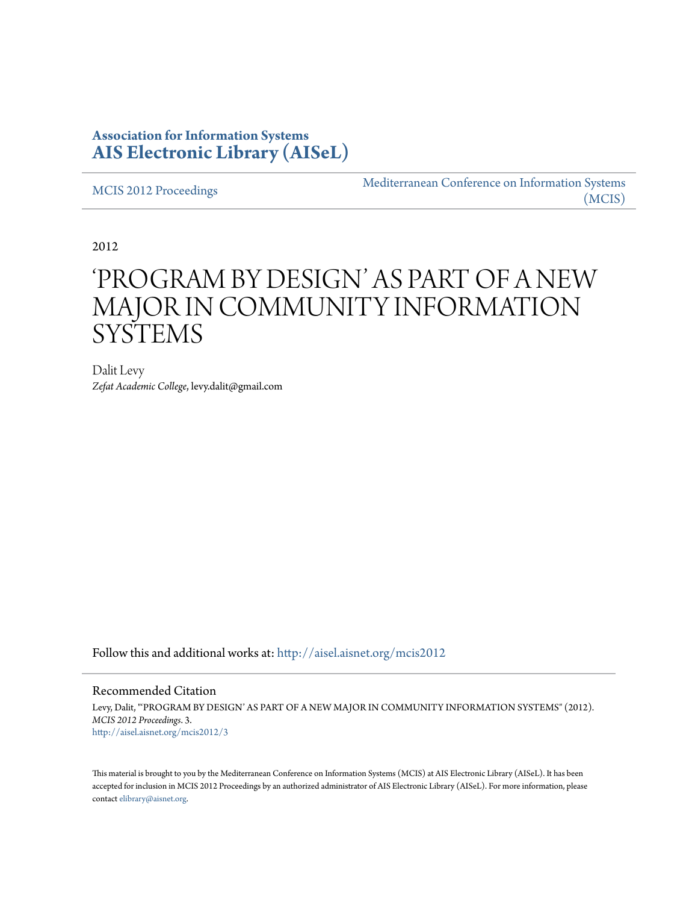**Association for Information Systems**
**AIS Electronic Library (AISeL)**

MCIS 2012 Proceedings

Mediterranean Conference on Information Systems (MCIS)

2012

# 'PROGRAM BY DESIGN' AS PART OF A NEW MAJOR IN COMMUNITY INFORMATION SYSTEMS

Dalit Levy
*Zefat Academic College*, levy.dalit@gmail.com

Follow this and additional works at: http://aisel.aisnet.org/mcis2012

## Recommended Citation

Levy, Dalit, "'PROGRAM BY DESIGN' AS PART OF A NEW MAJOR IN COMMUNITY INFORMATION SYSTEMS" (2012). *MCIS 2012 Proceedings*. 3.
http://aisel.aisnet.org/mcis2012/3

This material is brought to you by the Mediterranean Conference on Information Systems (MCIS) at AIS Electronic Library (AISeL). It has been accepted for inclusion in MCIS 2012 Proceedings by an authorized administrator of AIS Electronic Library (AISeL). For more information, please contact elibrary@aisnet.org.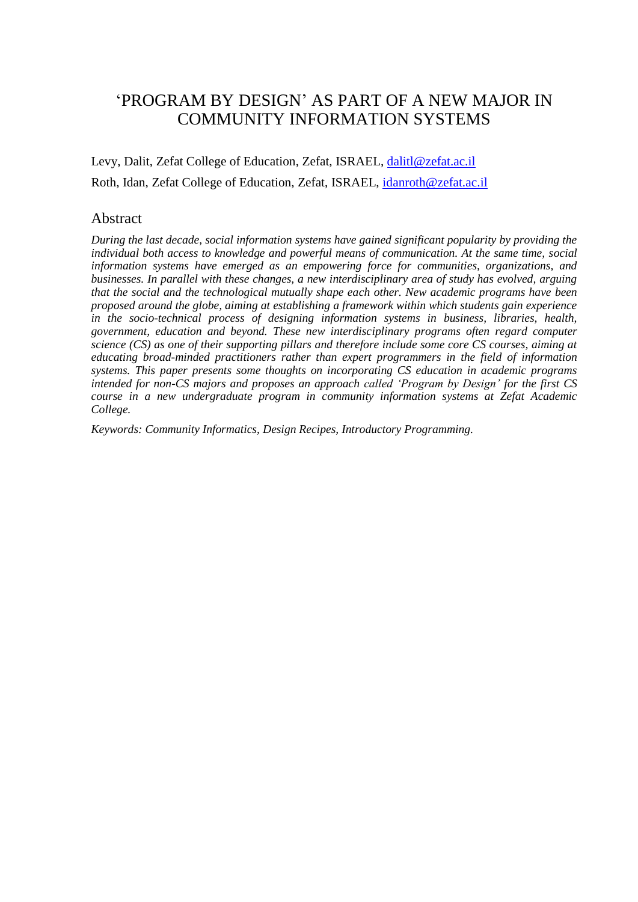# 'PROGRAM BY DESIGN' AS PART OF A NEW MAJOR IN COMMUNITY INFORMATION SYSTEMS

Levy, Dalit, Zefat College of Education, Zefat, ISRAEL, dalitl@zefat.ac.il

Roth, Idan, Zefat College of Education, Zefat, ISRAEL, idanroth@zefat.ac.il

## Abstract

*During the last decade, social information systems have gained significant popularity by providing the individual both access to knowledge and powerful means of communication. At the same time, social information systems have emerged as an empowering force for communities, organizations, and businesses. In parallel with these changes, a new interdisciplinary area of study has evolved, arguing that the social and the technological mutually shape each other. New academic programs have been proposed around the globe, aiming at establishing a framework within which students gain experience in the socio-technical process of designing information systems in business, libraries, health, government, education and beyond. These new interdisciplinary programs often regard computer science (CS) as one of their supporting pillars and therefore include some core CS courses, aiming at educating broad-minded practitioners rather than expert programmers in the field of information systems. This paper presents some thoughts on incorporating CS education in academic programs intended for non-CS majors and proposes an approach called 'Program by Design' for the first CS course in a new undergraduate program in community information systems at Zefat Academic College.*

*Keywords: Community Informatics, Design Recipes, Introductory Programming.*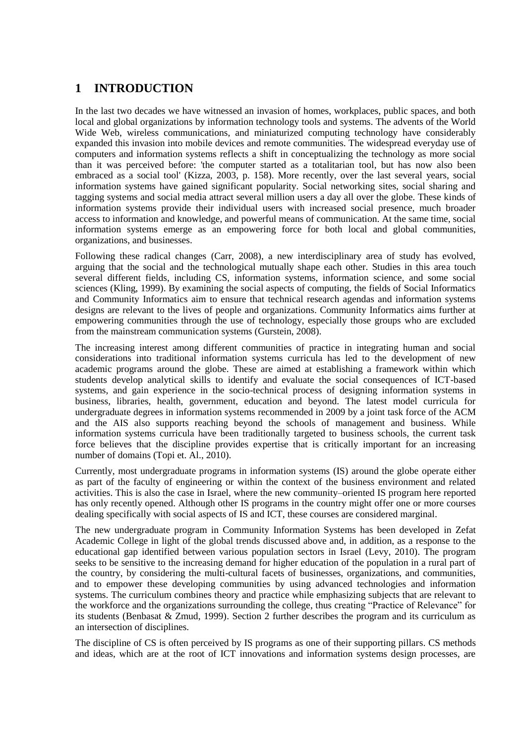# 1 INTRODUCTION

In the last two decades we have witnessed an invasion of homes, workplaces, public spaces, and both local and global organizations by information technology tools and systems. The advents of the World Wide Web, wireless communications, and miniaturized computing technology have considerably expanded this invasion into mobile devices and remote communities. The widespread everyday use of computers and information systems reflects a shift in conceptualizing the technology as more social than it was perceived before: 'the computer started as a totalitarian tool, but has now also been embraced as a social tool' (Kizza, 2003, p. 158). More recently, over the last several years, social information systems have gained significant popularity. Social networking sites, social sharing and tagging systems and social media attract several million users a day all over the globe. These kinds of information systems provide their individual users with increased social presence, much broader access to information and knowledge, and powerful means of communication. At the same time, social information systems emerge as an empowering force for both local and global communities, organizations, and businesses.

Following these radical changes (Carr, 2008), a new interdisciplinary area of study has evolved, arguing that the social and the technological mutually shape each other. Studies in this area touch several different fields, including CS, information systems, information science, and some social sciences (Kling, 1999). By examining the social aspects of computing, the fields of Social Informatics and Community Informatics aim to ensure that technical research agendas and information systems designs are relevant to the lives of people and organizations. Community Informatics aims further at empowering communities through the use of technology, especially those groups who are excluded from the mainstream communication systems (Gurstein, 2008).

The increasing interest among different communities of practice in integrating human and social considerations into traditional information systems curricula has led to the development of new academic programs around the globe. These are aimed at establishing a framework within which students develop analytical skills to identify and evaluate the social consequences of ICT-based systems, and gain experience in the socio-technical process of designing information systems in business, libraries, health, government, education and beyond. The latest model curricula for undergraduate degrees in information systems recommended in 2009 by a joint task force of the ACM and the AIS also supports reaching beyond the schools of management and business. While information systems curricula have been traditionally targeted to business schools, the current task force believes that the discipline provides expertise that is critically important for an increasing number of domains (Topi et. Al., 2010).

Currently, most undergraduate programs in information systems (IS) around the globe operate either as part of the faculty of engineering or within the context of the business environment and related activities. This is also the case in Israel, where the new community–oriented IS program here reported has only recently opened. Although other IS programs in the country might offer one or more courses dealing specifically with social aspects of IS and ICT, these courses are considered marginal.

The new undergraduate program in Community Information Systems has been developed in Zefat Academic College in light of the global trends discussed above and, in addition, as a response to the educational gap identified between various population sectors in Israel (Levy, 2010). The program seeks to be sensitive to the increasing demand for higher education of the population in a rural part of the country, by considering the multi-cultural facets of businesses, organizations, and communities, and to empower these developing communities by using advanced technologies and information systems. The curriculum combines theory and practice while emphasizing subjects that are relevant to the workforce and the organizations surrounding the college, thus creating "Practice of Relevance" for its students (Benbasat & Zmud, 1999). Section 2 further describes the program and its curriculum as an intersection of disciplines.

The discipline of CS is often perceived by IS programs as one of their supporting pillars. CS methods and ideas, which are at the root of ICT innovations and information systems design processes, are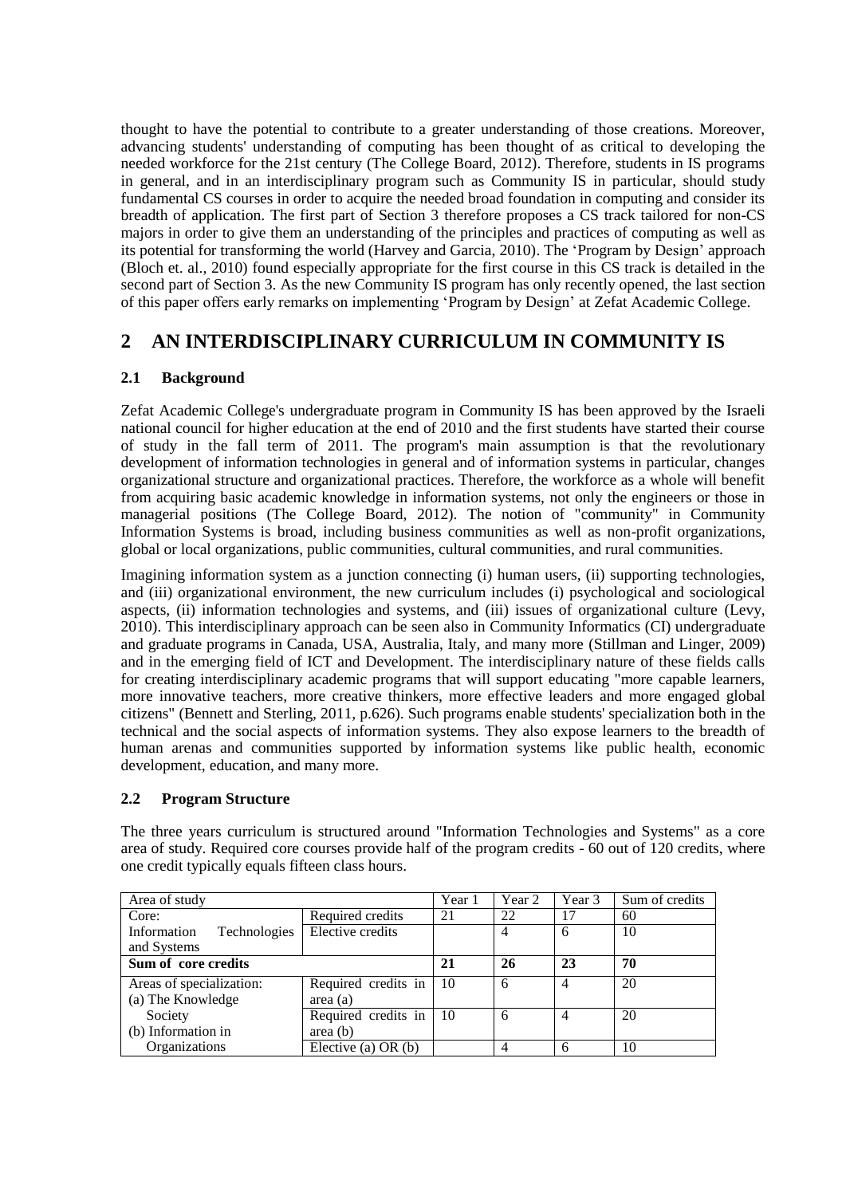thought to have the potential to contribute to a greater understanding of those creations. Moreover, advancing students' understanding of computing has been thought of as critical to developing the needed workforce for the 21st century (The College Board, 2012). Therefore, students in IS programs in general, and in an interdisciplinary program such as Community IS in particular, should study fundamental CS courses in order to acquire the needed broad foundation in computing and consider its breadth of application. The first part of Section 3 therefore proposes a CS track tailored for non-CS majors in order to give them an understanding of the principles and practices of computing as well as its potential for transforming the world (Harvey and Garcia, 2010). The 'Program by Design' approach (Bloch et. al., 2010) found especially appropriate for the first course in this CS track is detailed in the second part of Section 3. As the new Community IS program has only recently opened, the last section of this paper offers early remarks on implementing 'Program by Design' at Zefat Academic College.

## 2 AN INTERDISCIPLINARY CURRICULUM IN COMMUNITY IS

### 2.1 Background

Zefat Academic College's undergraduate program in Community IS has been approved by the Israeli national council for higher education at the end of 2010 and the first students have started their course of study in the fall term of 2011. The program's main assumption is that the revolutionary development of information technologies in general and of information systems in particular, changes organizational structure and organizational practices. Therefore, the workforce as a whole will benefit from acquiring basic academic knowledge in information systems, not only the engineers or those in managerial positions (The College Board, 2012). The notion of "community" in Community Information Systems is broad, including business communities as well as non-profit organizations, global or local organizations, public communities, cultural communities, and rural communities.

Imagining information system as a junction connecting (i) human users, (ii) supporting technologies, and (iii) organizational environment, the new curriculum includes (i) psychological and sociological aspects, (ii) information technologies and systems, and (iii) issues of organizational culture (Levy, 2010). This interdisciplinary approach can be seen also in Community Informatics (CI) undergraduate and graduate programs in Canada, USA, Australia, Italy, and many more (Stillman and Linger, 2009) and in the emerging field of ICT and Development. The interdisciplinary nature of these fields calls for creating interdisciplinary academic programs that will support educating "more capable learners, more innovative teachers, more creative thinkers, more effective leaders and more engaged global citizens" (Bennett and Sterling, 2011, p.626). Such programs enable students' specialization both in the technical and the social aspects of information systems. They also expose learners to the breadth of human arenas and communities supported by information systems like public health, economic development, education, and many more.

### 2.2 Program Structure

The three years curriculum is structured around "Information Technologies and Systems" as a core area of study. Required core courses provide half of the program credits - 60 out of 120 credits, where one credit typically equals fifteen class hours.

| Area of study | | Year 1 | Year 2 | Year 3 | Sum of credits |
|---|---|---|---|---|---|
| Core: Information Technologies and Systems | Required credits | 21 | 22 | 17 | 60 |
| | Elective credits | | 4 | 6 | 10 |
| **Sum of core credits** | | **21** | **26** | **23** | **70** |
| Areas of specialization: (a) The Knowledge Society (b) Information in Organizations | Required credits in area (a) | 10 | 6 | 4 | 20 |
| | Required credits in area (b) | 10 | 6 | 4 | 20 |
| | Elective (a) OR (b) | | 4 | 6 | 10 |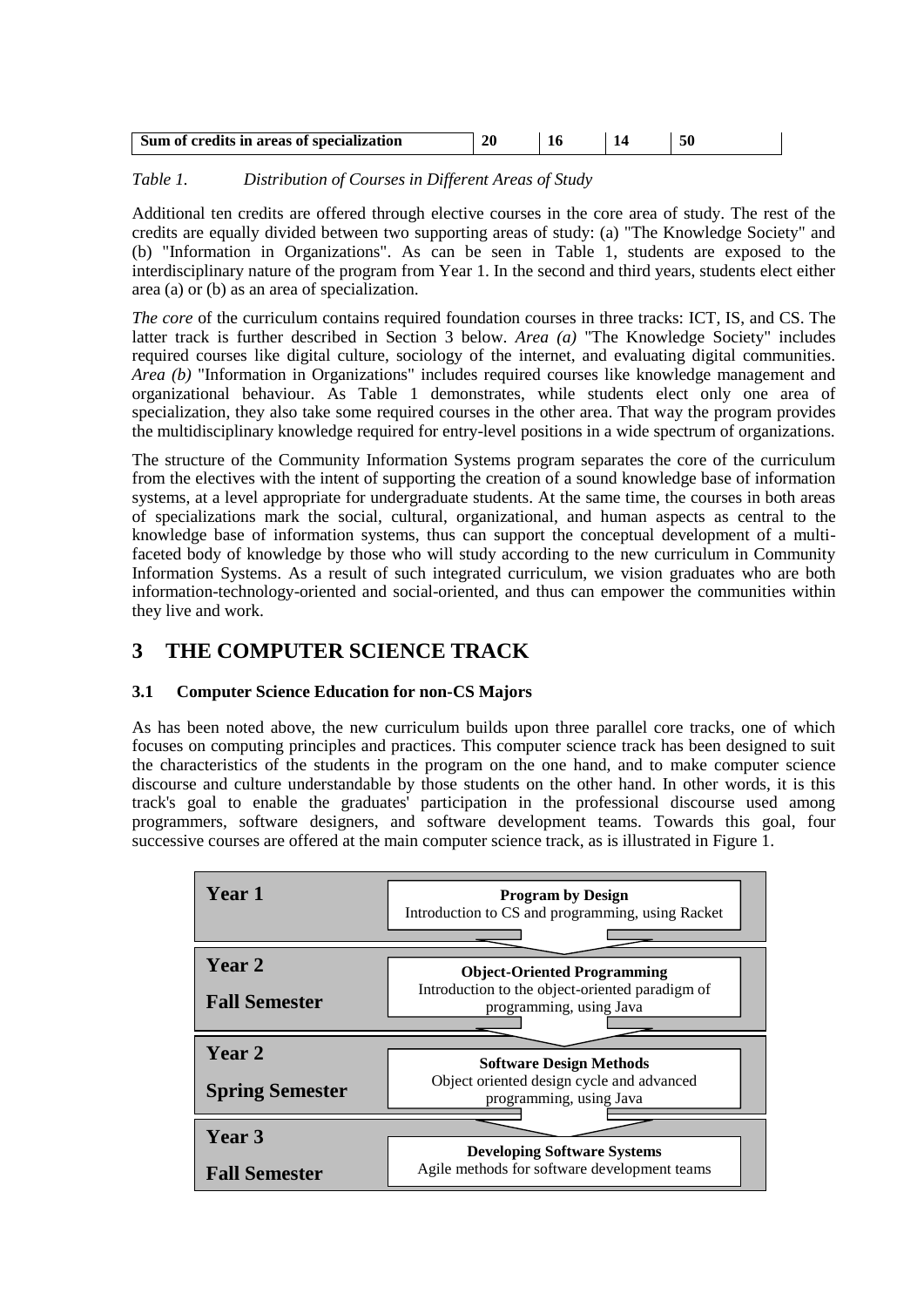| Sum of credits in areas of specialization | 20 | 16 | 14 | 50 |
|---|---|---|---|---|

*Table 1. Distribution of Courses in Different Areas of Study*

Additional ten credits are offered through elective courses in the core area of study. The rest of the credits are equally divided between two supporting areas of study: (a) "The Knowledge Society" and (b) "Information in Organizations". As can be seen in Table 1, students are exposed to the interdisciplinary nature of the program from Year 1. In the second and third years, students elect either area (a) or (b) as an area of specialization.

*The core* of the curriculum contains required foundation courses in three tracks: ICT, IS, and CS. The latter track is further described in Section 3 below. *Area (a)* "The Knowledge Society" includes required courses like digital culture, sociology of the internet, and evaluating digital communities. *Area (b)* "Information in Organizations" includes required courses like knowledge management and organizational behaviour. As Table 1 demonstrates, while students elect only one area of specialization, they also take some required courses in the other area. That way the program provides the multidisciplinary knowledge required for entry-level positions in a wide spectrum of organizations.

The structure of the Community Information Systems program separates the core of the curriculum from the electives with the intent of supporting the creation of a sound knowledge base of information systems, at a level appropriate for undergraduate students. At the same time, the courses in both areas of specializations mark the social, cultural, organizational, and human aspects as central to the knowledge base of information systems, thus can support the conceptual development of a multi-faceted body of knowledge by those who will study according to the new curriculum in Community Information Systems. As a result of such integrated curriculum, we vision graduates who are both information-technology-oriented and social-oriented, and thus can empower the communities within they live and work.

# 3 THE COMPUTER SCIENCE TRACK

## 3.1 Computer Science Education for non-CS Majors

As has been noted above, the new curriculum builds upon three parallel core tracks, one of which focuses on computing principles and practices. This computer science track has been designed to suit the characteristics of the students in the program on the one hand, and to make computer science discourse and culture understandable by those students on the other hand. In other words, it is this track's goal to enable the graduates' participation in the professional discourse used among programmers, software designers, and software development teams. Towards this goal, four successive courses are offered at the main computer science track, as is illustrated in Figure 1.

| | |
|---|---|
| **Year 1** | **Program by Design**<br>Introduction to CS and programming, using Racket |
| **Year 2**<br>**Fall Semester** | **Object-Oriented Programming**<br>Introduction to the object-oriented paradigm of programming, using Java |
| **Year 2**<br>**Spring Semester** | **Software Design Methods**<br>Object oriented design cycle and advanced programming, using Java |
| **Year 3**<br>**Fall Semester** | **Developing Software Systems**<br>Agile methods for software development teams |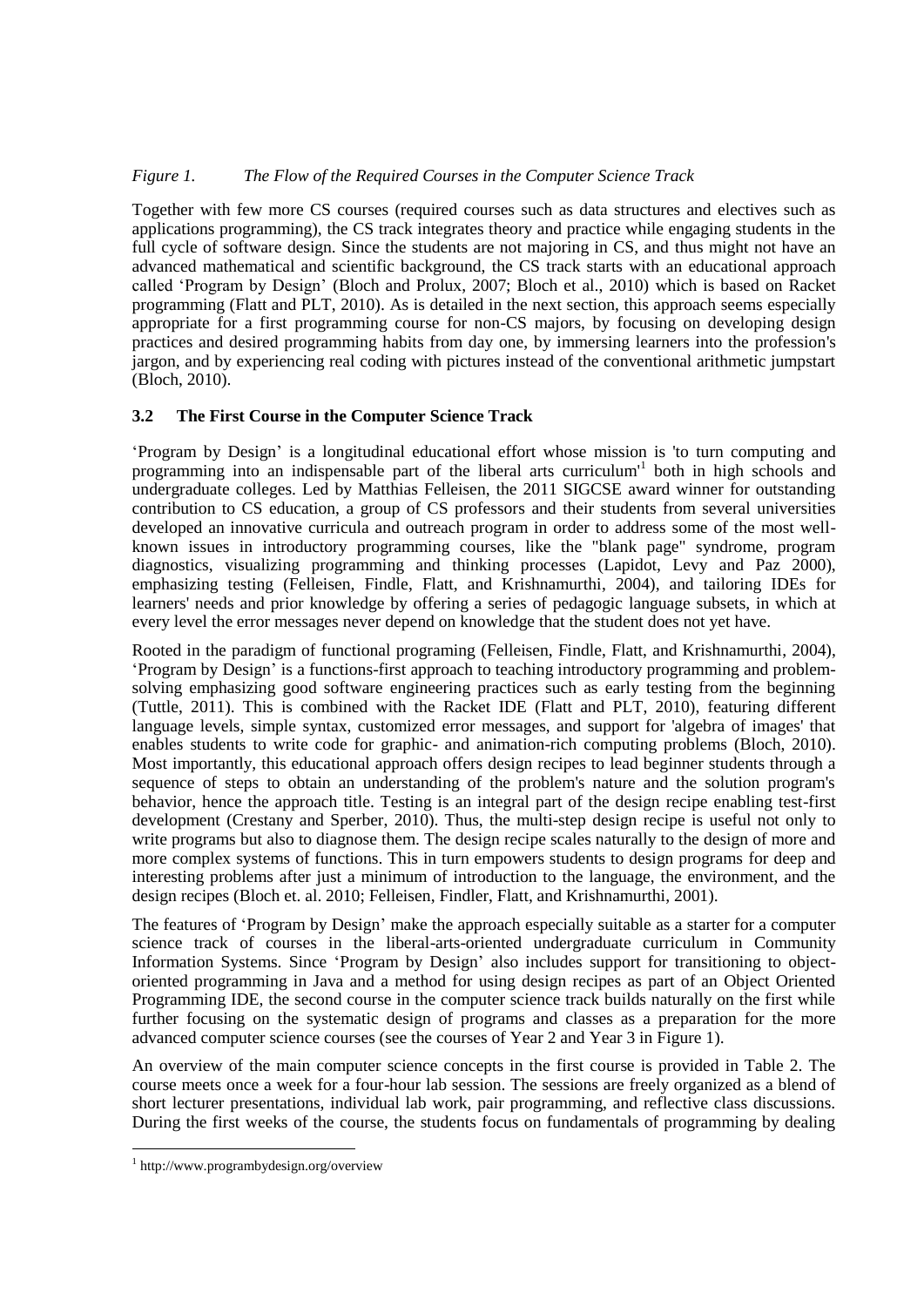*Figure 1. The Flow of the Required Courses in the Computer Science Track*

Together with few more CS courses (required courses such as data structures and electives such as applications programming), the CS track integrates theory and practice while engaging students in the full cycle of software design. Since the students are not majoring in CS, and thus might not have an advanced mathematical and scientific background, the CS track starts with an educational approach called 'Program by Design' (Bloch and Prolux, 2007; Bloch et al., 2010) which is based on Racket programming (Flatt and PLT, 2010). As is detailed in the next section, this approach seems especially appropriate for a first programming course for non-CS majors, by focusing on developing design practices and desired programming habits from day one, by immersing learners into the profession's jargon, and by experiencing real coding with pictures instead of the conventional arithmetic jumpstart (Bloch, 2010).

### 3.2 The First Course in the Computer Science Track

'Program by Design' is a longitudinal educational effort whose mission is 'to turn computing and programming into an indispensable part of the liberal arts curriculum'[1] both in high schools and undergraduate colleges. Led by Matthias Felleisen, the 2011 SIGCSE award winner for outstanding contribution to CS education, a group of CS professors and their students from several universities developed an innovative curricula and outreach program in order to address some of the most well-known issues in introductory programming courses, like the "blank page" syndrome, program diagnostics, visualizing programming and thinking processes (Lapidot, Levy and Paz 2000), emphasizing testing (Felleisen, Findle, Flatt, and Krishnamurthi, 2004), and tailoring IDEs for learners' needs and prior knowledge by offering a series of pedagogic language subsets, in which at every level the error messages never depend on knowledge that the student does not yet have.

Rooted in the paradigm of functional programing (Felleisen, Findle, Flatt, and Krishnamurthi, 2004), 'Program by Design' is a functions-first approach to teaching introductory programming and problem-solving emphasizing good software engineering practices such as early testing from the beginning (Tuttle, 2011). This is combined with the Racket IDE (Flatt and PLT, 2010), featuring different language levels, simple syntax, customized error messages, and support for 'algebra of images' that enables students to write code for graphic- and animation-rich computing problems (Bloch, 2010). Most importantly, this educational approach offers design recipes to lead beginner students through a sequence of steps to obtain an understanding of the problem's nature and the solution program's behavior, hence the approach title. Testing is an integral part of the design recipe enabling test-first development (Crestany and Sperber, 2010). Thus, the multi-step design recipe is useful not only to write programs but also to diagnose them. The design recipe scales naturally to the design of more and more complex systems of functions. This in turn empowers students to design programs for deep and interesting problems after just a minimum of introduction to the language, the environment, and the design recipes (Bloch et. al. 2010; Felleisen, Findler, Flatt, and Krishnamurthi, 2001).

The features of 'Program by Design' make the approach especially suitable as a starter for a computer science track of courses in the liberal-arts-oriented undergraduate curriculum in Community Information Systems. Since 'Program by Design' also includes support for transitioning to object-oriented programming in Java and a method for using design recipes as part of an Object Oriented Programming IDE, the second course in the computer science track builds naturally on the first while further focusing on the systematic design of programs and classes as a preparation for the more advanced computer science courses (see the courses of Year 2 and Year 3 in Figure 1).

An overview of the main computer science concepts in the first course is provided in Table 2. The course meets once a week for a four-hour lab session. The sessions are freely organized as a blend of short lecturer presentations, individual lab work, pair programming, and reflective class discussions. During the first weeks of the course, the students focus on fundamentals of programming by dealing

[1] http://www.programbydesign.org/overview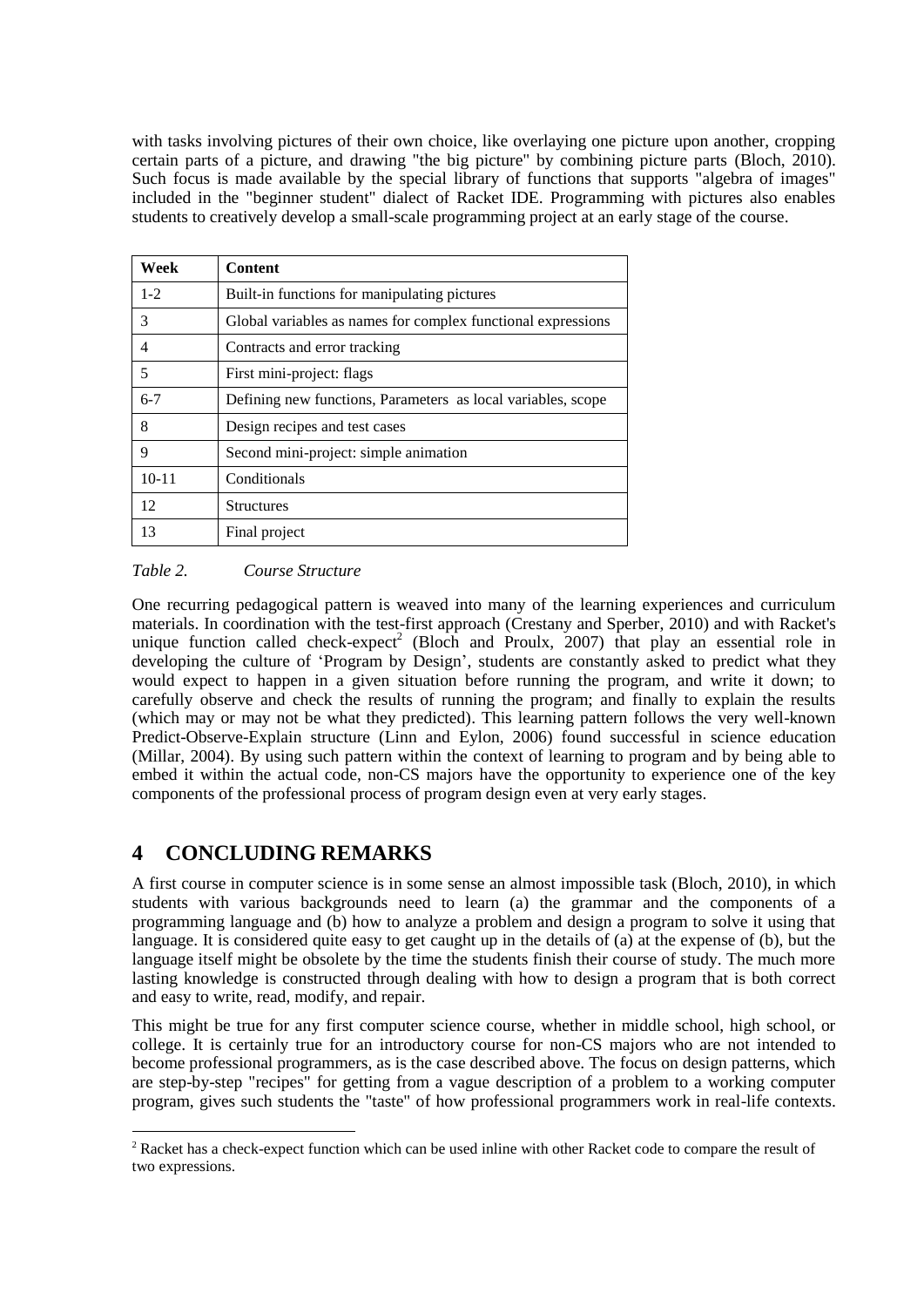with tasks involving pictures of their own choice, like overlaying one picture upon another, cropping certain parts of a picture, and drawing "the big picture" by combining picture parts (Bloch, 2010). Such focus is made available by the special library of functions that supports "algebra of images" included in the "beginner student" dialect of Racket IDE. Programming with pictures also enables students to creatively develop a small-scale programming project at an early stage of the course.

| **Week** | **Content** |
|---|---|
| 1-2 | Built-in functions for manipulating pictures |
| 3 | Global variables as names for complex functional expressions |
| 4 | Contracts and error tracking |
| 5 | First mini-project: flags |
| 6-7 | Defining new functions, Parameters as local variables, scope |
| 8 | Design recipes and test cases |
| 9 | Second mini-project: simple animation |
| 10-11 | Conditionals |
| 12 | Structures |
| 13 | Final project |

*Table 2. Course Structure*

One recurring pedagogical pattern is weaved into many of the learning experiences and curriculum materials. In coordination with the test-first approach (Crestany and Sperber, 2010) and with Racket's unique function called check-expect[2] (Bloch and Proulx, 2007) that play an essential role in developing the culture of 'Program by Design', students are constantly asked to predict what they would expect to happen in a given situation before running the program, and write it down; to carefully observe and check the results of running the program; and finally to explain the results (which may or may not be what they predicted). This learning pattern follows the very well-known Predict-Observe-Explain structure (Linn and Eylon, 2006) found successful in science education (Millar, 2004). By using such pattern within the context of learning to program and by being able to embed it within the actual code, non-CS majors have the opportunity to experience one of the key components of the professional process of program design even at very early stages.

# 4 CONCLUDING REMARKS

A first course in computer science is in some sense an almost impossible task (Bloch, 2010), in which students with various backgrounds need to learn (a) the grammar and the components of a programming language and (b) how to analyze a problem and design a program to solve it using that language. It is considered quite easy to get caught up in the details of (a) at the expense of (b), but the language itself might be obsolete by the time the students finish their course of study. The much more lasting knowledge is constructed through dealing with how to design a program that is both correct and easy to write, read, modify, and repair.

This might be true for any first computer science course, whether in middle school, high school, or college. It is certainly true for an introductory course for non-CS majors who are not intended to become professional programmers, as is the case described above. The focus on design patterns, which are step-by-step "recipes" for getting from a vague description of a problem to a working computer program, gives such students the "taste" of how professional programmers work in real-life contexts.

[2] Racket has a check-expect function which can be used inline with other Racket code to compare the result of two expressions.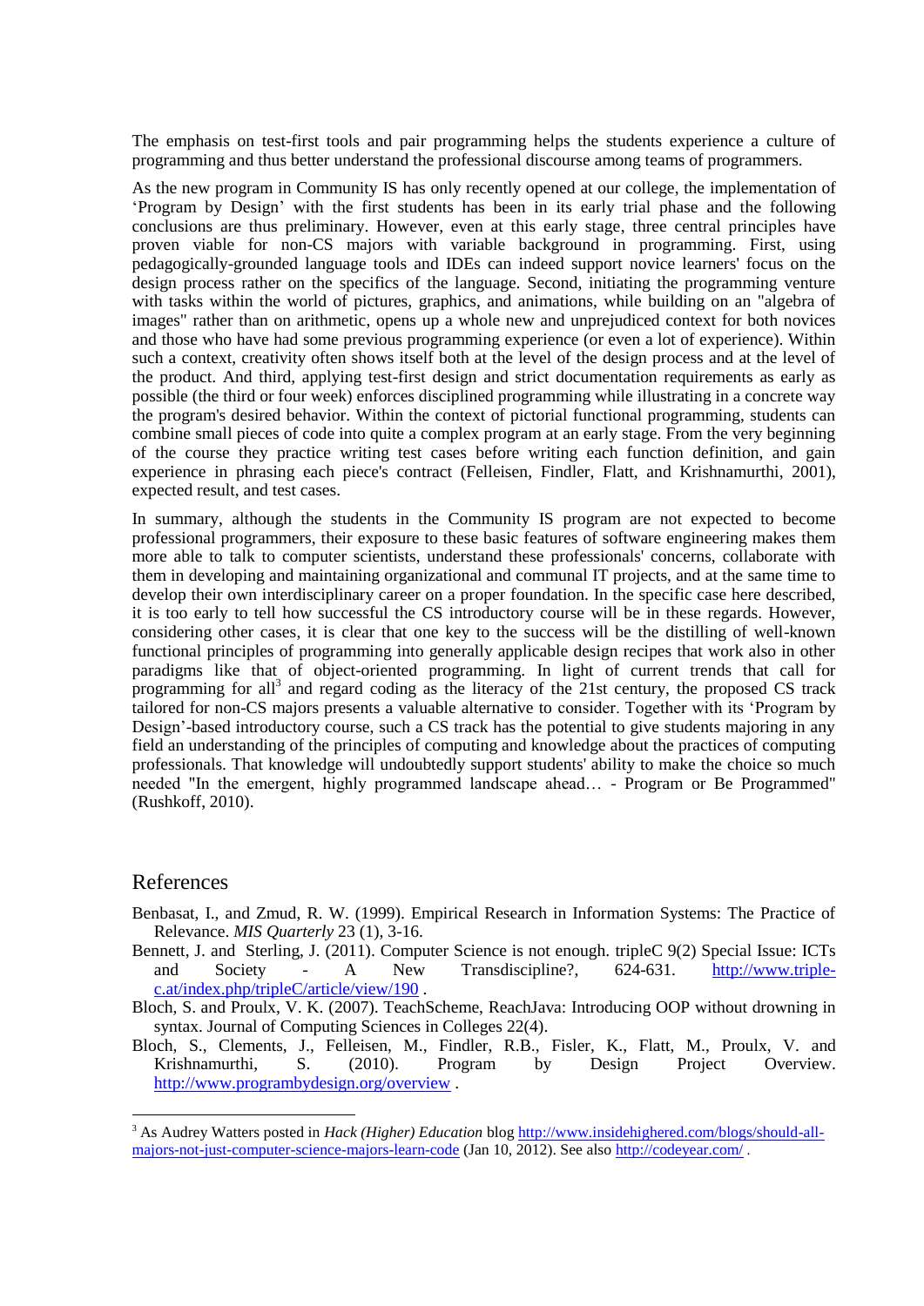The emphasis on test-first tools and pair programming helps the students experience a culture of programming and thus better understand the professional discourse among teams of programmers.

As the new program in Community IS has only recently opened at our college, the implementation of 'Program by Design' with the first students has been in its early trial phase and the following conclusions are thus preliminary. However, even at this early stage, three central principles have proven viable for non-CS majors with variable background in programming. First, using pedagogically-grounded language tools and IDEs can indeed support novice learners' focus on the design process rather on the specifics of the language. Second, initiating the programming venture with tasks within the world of pictures, graphics, and animations, while building on an "algebra of images" rather than on arithmetic, opens up a whole new and unprejudiced context for both novices and those who have had some previous programming experience (or even a lot of experience). Within such a context, creativity often shows itself both at the level of the design process and at the level of the product. And third, applying test-first design and strict documentation requirements as early as possible (the third or four week) enforces disciplined programming while illustrating in a concrete way the program's desired behavior. Within the context of pictorial functional programming, students can combine small pieces of code into quite a complex program at an early stage. From the very beginning of the course they practice writing test cases before writing each function definition, and gain experience in phrasing each piece's contract (Felleisen, Findler, Flatt, and Krishnamurthi, 2001), expected result, and test cases.

In summary, although the students in the Community IS program are not expected to become professional programmers, their exposure to these basic features of software engineering makes them more able to talk to computer scientists, understand these professionals' concerns, collaborate with them in developing and maintaining organizational and communal IT projects, and at the same time to develop their own interdisciplinary career on a proper foundation. In the specific case here described, it is too early to tell how successful the CS introductory course will be in these regards. However, considering other cases, it is clear that one key to the success will be the distilling of well-known functional principles of programming into generally applicable design recipes that work also in other paradigms like that of object-oriented programming. In light of current trends that call for programming for all[3] and regard coding as the literacy of the 21st century, the proposed CS track tailored for non-CS majors presents a valuable alternative to consider. Together with its 'Program by Design'-based introductory course, such a CS track has the potential to give students majoring in any field an understanding of the principles of computing and knowledge about the practices of computing professionals. That knowledge will undoubtedly support students' ability to make the choice so much needed "In the emergent, highly programmed landscape ahead… - Program or Be Programmed" (Rushkoff, 2010).

## References

Benbasat, I., and Zmud, R. W. (1999). Empirical Research in Information Systems: The Practice of Relevance. *MIS Quarterly* 23 (1), 3-16.

Bennett, J. and Sterling, J. (2011). Computer Science is not enough. tripleC 9(2) Special Issue: ICTs and Society - A New Transdiscipline?, 624-631. http://www.triple-c.at/index.php/tripleC/article/view/190 .

Bloch, S. and Proulx, V. K. (2007). TeachScheme, ReachJava: Introducing OOP without drowning in syntax. Journal of Computing Sciences in Colleges 22(4).

Bloch, S., Clements, J., Felleisen, M., Findler, R.B., Fisler, K., Flatt, M., Proulx, V. and Krishnamurthi, S. (2010). Program by Design Project Overview. http://www.programbydesign.org/overview .

[3] As Audrey Watters posted in *Hack (Higher) Education* blog http://www.insidehighered.com/blogs/should-all-majors-not-just-computer-science-majors-learn-code (Jan 10, 2012). See also http://codeyear.com/ .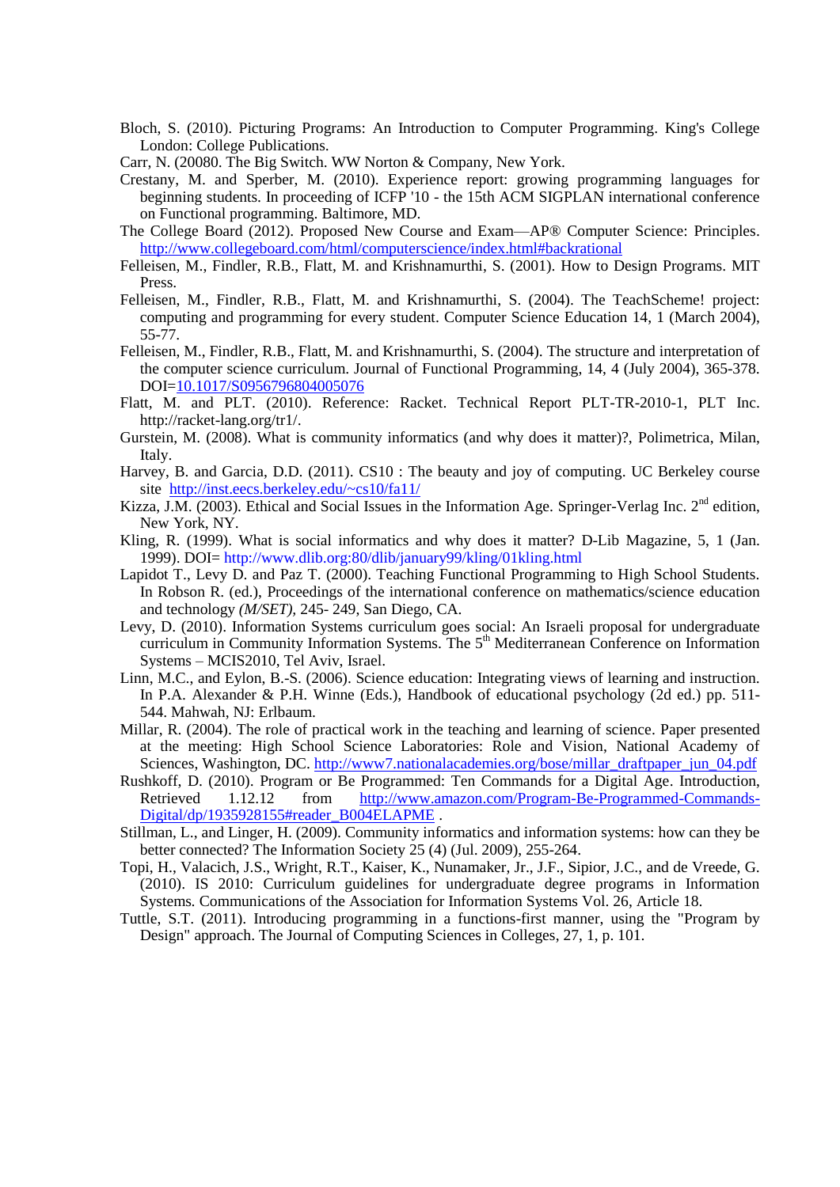Bloch, S. (2010). Picturing Programs: An Introduction to Computer Programming. King's College London: College Publications.

Carr, N. (20080. The Big Switch. WW Norton & Company, New York.

Crestany, M. and Sperber, M. (2010). Experience report: growing programming languages for beginning students. In proceeding of ICFP '10 - the 15th ACM SIGPLAN international conference on Functional programming. Baltimore, MD.

The College Board (2012). Proposed New Course and Exam—AP® Computer Science: Principles. http://www.collegeboard.com/html/computerscience/index.html#backrational

Felleisen, M., Findler, R.B., Flatt, M. and Krishnamurthi, S. (2001). How to Design Programs. MIT Press.

Felleisen, M., Findler, R.B., Flatt, M. and Krishnamurthi, S. (2004). The TeachScheme! project: computing and programming for every student. Computer Science Education 14, 1 (March 2004), 55-77.

Felleisen, M., Findler, R.B., Flatt, M. and Krishnamurthi, S. (2004). The structure and interpretation of the computer science curriculum. Journal of Functional Programming, 14, 4 (July 2004), 365-378. DOI=10.1017/S0956796804005076

Flatt, M. and PLT. (2010). Reference: Racket. Technical Report PLT-TR-2010-1, PLT Inc. http://racket-lang.org/tr1/.

Gurstein, M. (2008). What is community informatics (and why does it matter)?, Polimetrica, Milan, Italy.

Harvey, B. and Garcia, D.D. (2011). CS10 : The beauty and joy of computing. UC Berkeley course site http://inst.eecs.berkeley.edu/~cs10/fa11/

Kizza, J.M. (2003). Ethical and Social Issues in the Information Age. Springer-Verlag Inc. 2nd edition, New York, NY.

Kling, R. (1999). What is social informatics and why does it matter? D-Lib Magazine, 5, 1 (Jan. 1999). DOI= http://www.dlib.org:80/dlib/january99/kling/01kling.html

Lapidot T., Levy D. and Paz T. (2000). Teaching Functional Programming to High School Students. In Robson R. (ed.), Proceedings of the international conference on mathematics/science education and technology *(M/SET)*, 245- 249, San Diego, CA.

Levy, D. (2010). Information Systems curriculum goes social: An Israeli proposal for undergraduate curriculum in Community Information Systems. The 5th Mediterranean Conference on Information Systems – MCIS2010, Tel Aviv, Israel.

Linn, M.C., and Eylon, B.-S. (2006). Science education: Integrating views of learning and instruction. In P.A. Alexander & P.H. Winne (Eds.), Handbook of educational psychology (2d ed.) pp. 511-544. Mahwah, NJ: Erlbaum.

Millar, R. (2004). The role of practical work in the teaching and learning of science. Paper presented at the meeting: High School Science Laboratories: Role and Vision, National Academy of Sciences, Washington, DC. http://www7.nationalacademies.org/bose/millar_draftpaper_jun_04.pdf

Rushkoff, D. (2010). Program or Be Programmed: Ten Commands for a Digital Age. Introduction, Retrieved 1.12.12 from http://www.amazon.com/Program-Be-Programmed-Commands-Digital/dp/1935928155#reader_B004ELAPME .

Stillman, L., and Linger, H. (2009). Community informatics and information systems: how can they be better connected? The Information Society 25 (4) (Jul. 2009), 255-264.

Topi, H., Valacich, J.S., Wright, R.T., Kaiser, K., Nunamaker, Jr., J.F., Sipior, J.C., and de Vreede, G. (2010). IS 2010: Curriculum guidelines for undergraduate degree programs in Information Systems. Communications of the Association for Information Systems Vol. 26, Article 18.

Tuttle, S.T. (2011). Introducing programming in a functions-first manner, using the "Program by Design" approach. The Journal of Computing Sciences in Colleges, 27, 1, p. 101.